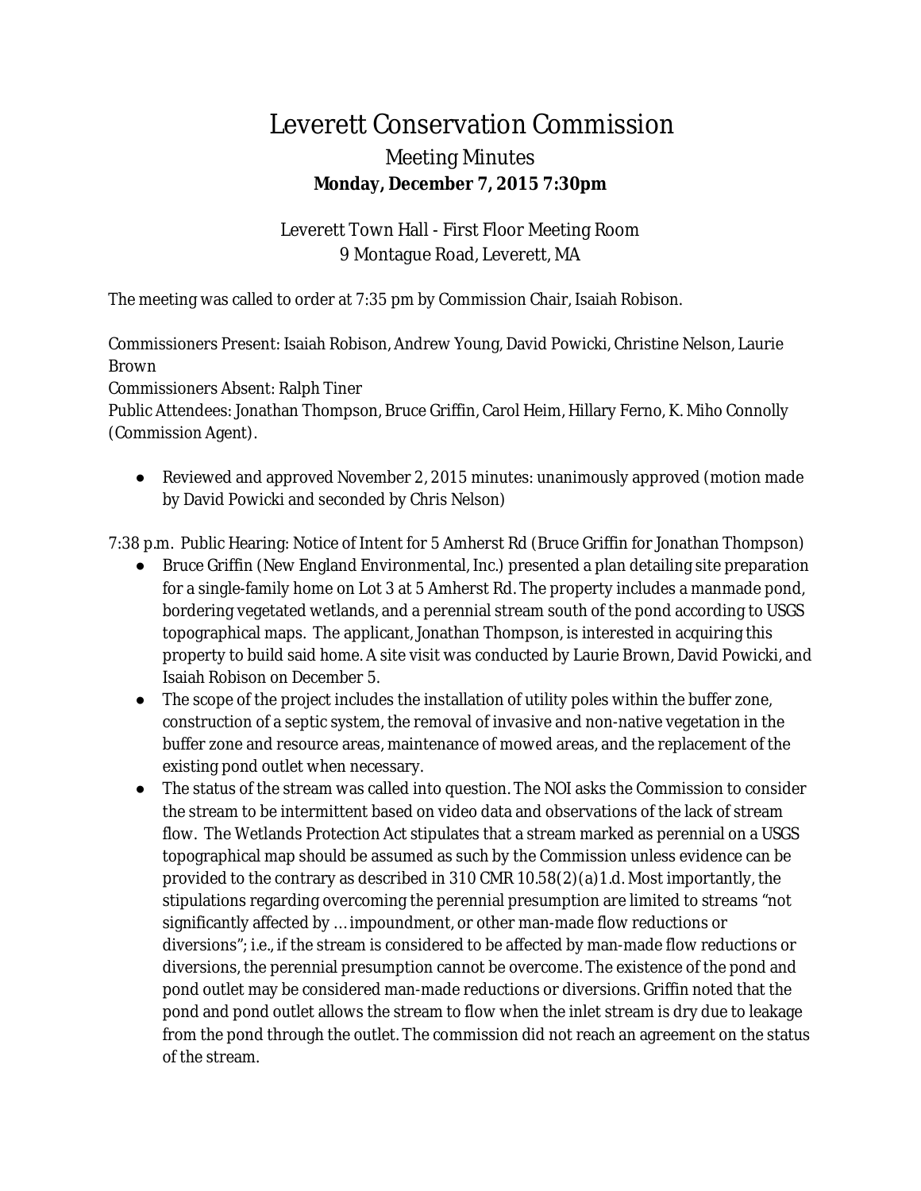# Leverett Conservation Commission

## Meeting Minutes

**Monday, December 7, 2015 7:30pm**

Leverett Town Hall - First Floor Meeting Room
9 Montague Road, Leverett, MA

The meeting was called to order at 7:35 pm by Commission Chair, Isaiah Robison.

Commissioners Present: Isaiah Robison, Andrew Young, David Powicki, Christine Nelson, Laurie Brown
Commissioners Absent: Ralph Tiner
Public Attendees: Jonathan Thompson, Bruce Griffin, Carol Heim, Hillary Ferno, K. Miho Connolly (Commission Agent).

- Reviewed and approved November 2, 2015 minutes: unanimously approved (motion made by David Powicki and seconded by Chris Nelson)

7:38 p.m. Public Hearing: Notice of Intent for 5 Amherst Rd (Bruce Griffin for Jonathan Thompson)

- Bruce Griffin (New England Environmental, Inc.) presented a plan detailing site preparation for a single-family home on Lot 3 at 5 Amherst Rd. The property includes a manmade pond, bordering vegetated wetlands, and a perennial stream south of the pond according to USGS topographical maps. The applicant, Jonathan Thompson, is interested in acquiring this property to build said home. A site visit was conducted by Laurie Brown, David Powicki, and Isaiah Robison on December 5.
- The scope of the project includes the installation of utility poles within the buffer zone, construction of a septic system, the removal of invasive and non-native vegetation in the buffer zone and resource areas, maintenance of mowed areas, and the replacement of the existing pond outlet when necessary.
- The status of the stream was called into question. The NOI asks the Commission to consider the stream to be intermittent based on video data and observations of the lack of stream flow. The Wetlands Protection Act stipulates that a stream marked as perennial on a USGS topographical map should be assumed as such by the Commission unless evidence can be provided to the contrary as described in 310 CMR 10.58(2)(a)1.d. Most importantly, the stipulations regarding overcoming the perennial presumption are limited to streams "not significantly affected by … impoundment, or other man-made flow reductions or diversions"; i.e., if the stream is considered to be affected by man-made flow reductions or diversions, the perennial presumption cannot be overcome. The existence of the pond and pond outlet may be considered man-made reductions or diversions. Griffin noted that the pond and pond outlet allows the stream to flow when the inlet stream is dry due to leakage from the pond through the outlet. The commission did not reach an agreement on the status of the stream.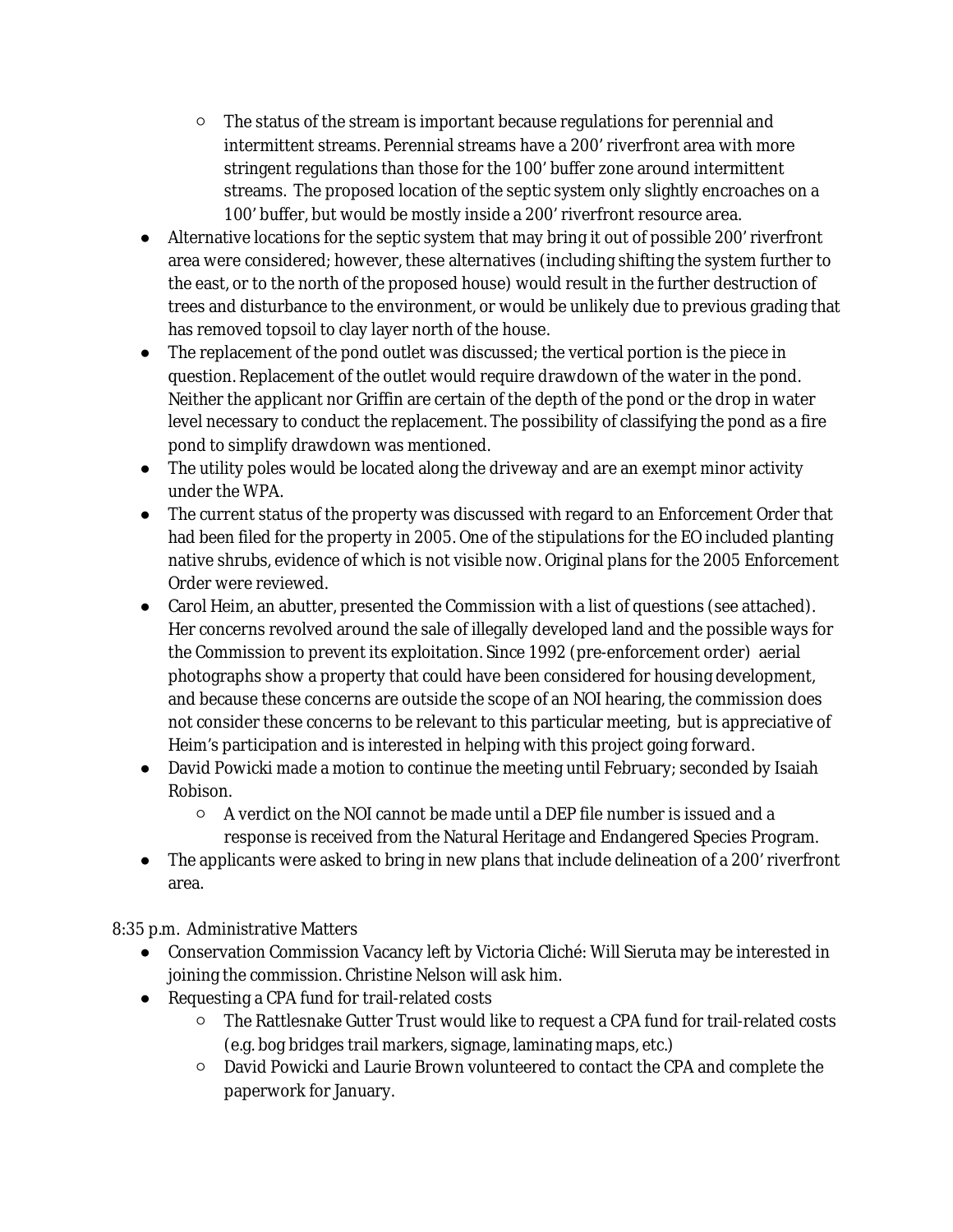- The status of the stream is important because regulations for perennial and intermittent streams. Perennial streams have a 200' riverfront area with more stringent regulations than those for the 100' buffer zone around intermittent streams. The proposed location of the septic system only slightly encroaches on a 100' buffer, but would be mostly inside a 200' riverfront resource area.
- Alternative locations for the septic system that may bring it out of possible 200' riverfront area were considered; however, these alternatives (including shifting the system further to the east, or to the north of the proposed house) would result in the further destruction of trees and disturbance to the environment, or would be unlikely due to previous grading that has removed topsoil to clay layer north of the house.
- The replacement of the pond outlet was discussed; the vertical portion is the piece in question. Replacement of the outlet would require drawdown of the water in the pond. Neither the applicant nor Griffin are certain of the depth of the pond or the drop in water level necessary to conduct the replacement. The possibility of classifying the pond as a fire pond to simplify drawdown was mentioned.
- The utility poles would be located along the driveway and are an exempt minor activity under the WPA.
- The current status of the property was discussed with regard to an Enforcement Order that had been filed for the property in 2005. One of the stipulations for the EO included planting native shrubs, evidence of which is not visible now. Original plans for the 2005 Enforcement Order were reviewed.
- Carol Heim, an abutter, presented the Commission with a list of questions (see attached). Her concerns revolved around the sale of illegally developed land and the possible ways for the Commission to prevent its exploitation. Since 1992 (pre-enforcement order) aerial photographs show a property that could have been considered for housing development, and because these concerns are outside the scope of an NOI hearing, the commission does not consider these concerns to be relevant to this particular meeting, but is appreciative of Heim's participation and is interested in helping with this project going forward.
- David Powicki made a motion to continue the meeting until February; seconded by Isaiah Robison.
    - A verdict on the NOI cannot be made until a DEP file number is issued and a response is received from the Natural Heritage and Endangered Species Program.
- The applicants were asked to bring in new plans that include delineation of a 200' riverfront area.

8:35 p.m. Administrative Matters

- Conservation Commission Vacancy left by Victoria Cliché: Will Sieruta may be interested in joining the commission. Christine Nelson will ask him.
- Requesting a CPA fund for trail-related costs
    - The Rattlesnake Gutter Trust would like to request a CPA fund for trail-related costs (e.g. bog bridges trail markers, signage, laminating maps, etc.)
    - David Powicki and Laurie Brown volunteered to contact the CPA and complete the paperwork for January.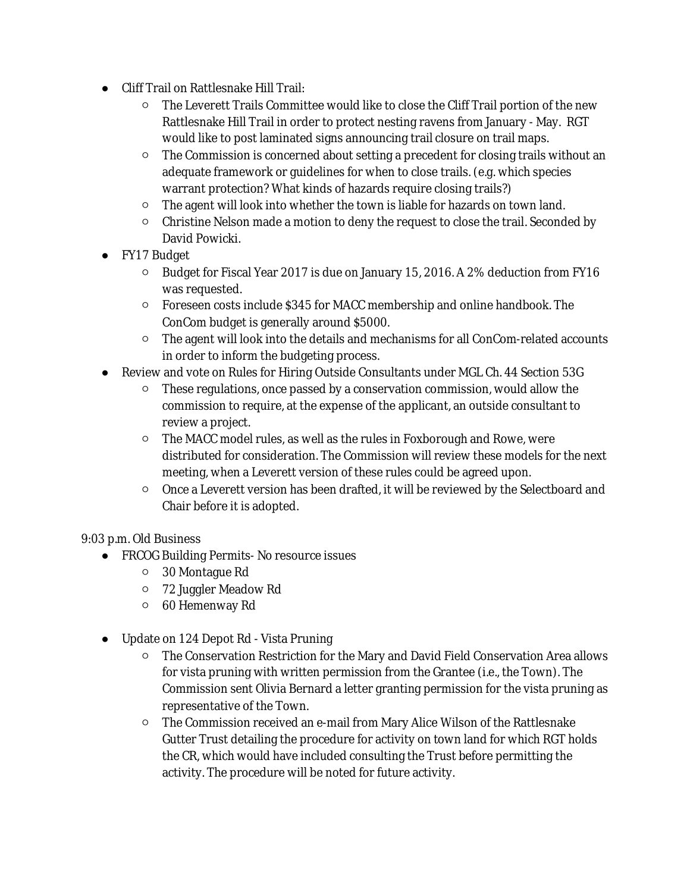- Cliff Trail on Rattlesnake Hill Trail:
  - The Leverett Trails Committee would like to close the Cliff Trail portion of the new Rattlesnake Hill Trail in order to protect nesting ravens from January - May. RGT would like to post laminated signs announcing trail closure on trail maps.
  - The Commission is concerned about setting a precedent for closing trails without an adequate framework or guidelines for when to close trails. (e.g. which species warrant protection? What kinds of hazards require closing trails?)
  - The agent will look into whether the town is liable for hazards on town land.
  - Christine Nelson made a motion to deny the request to close the trail. Seconded by David Powicki.
- FY17 Budget
  - Budget for Fiscal Year 2017 is due on January 15, 2016. A 2% deduction from FY16 was requested.
  - Foreseen costs include $345 for MACC membership and online handbook. The ConCom budget is generally around $5000.
  - The agent will look into the details and mechanisms for all ConCom-related accounts in order to inform the budgeting process.
- Review and vote on Rules for Hiring Outside Consultants under MGL Ch. 44 Section 53G
  - These regulations, once passed by a conservation commission, would allow the commission to require, at the expense of the applicant, an outside consultant to review a project.
  - The MACC model rules, as well as the rules in Foxborough and Rowe, were distributed for consideration. The Commission will review these models for the next meeting, when a Leverett version of these rules could be agreed upon.
  - Once a Leverett version has been drafted, it will be reviewed by the Selectboard and Chair before it is adopted.

9:03 p.m. Old Business

- FRCOG Building Permits- No resource issues
  - 30 Montague Rd
  - 72 Juggler Meadow Rd
  - 60 Hemenway Rd
- Update on 124 Depot Rd - Vista Pruning
  - The Conservation Restriction for the Mary and David Field Conservation Area allows for vista pruning with written permission from the Grantee (i.e., the Town). The Commission sent Olivia Bernard a letter granting permission for the vista pruning as representative of the Town.
  - The Commission received an e-mail from Mary Alice Wilson of the Rattlesnake Gutter Trust detailing the procedure for activity on town land for which RGT holds the CR, which would have included consulting the Trust before permitting the activity. The procedure will be noted for future activity.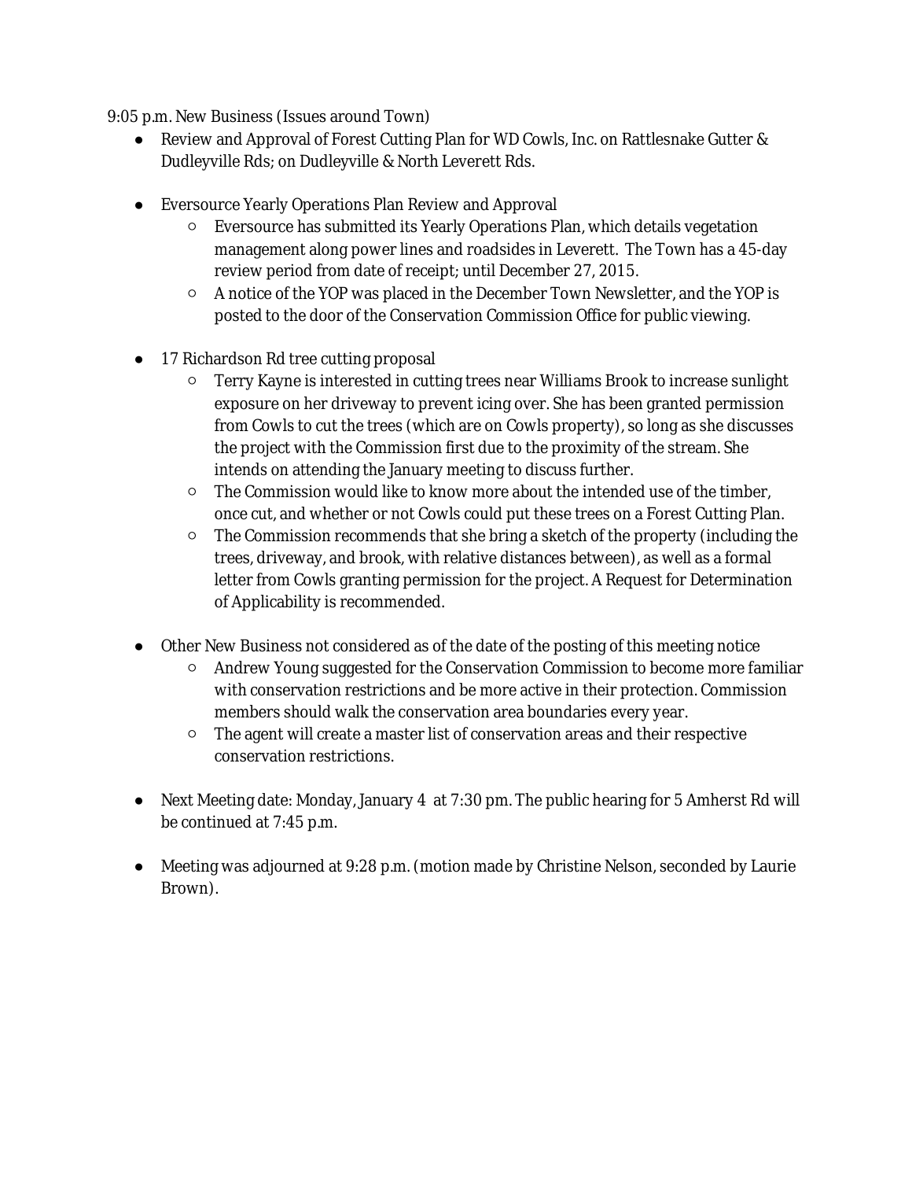9:05 p.m. New Business (Issues around Town)

- Review and Approval of Forest Cutting Plan for WD Cowls, Inc. on Rattlesnake Gutter & Dudleyville Rds; on Dudleyville & North Leverett Rds.

- Eversource Yearly Operations Plan Review and Approval
    - Eversource has submitted its Yearly Operations Plan, which details vegetation management along power lines and roadsides in Leverett. The Town has a 45-day review period from date of receipt; until December 27, 2015.
    - A notice of the YOP was placed in the December Town Newsletter, and the YOP is posted to the door of the Conservation Commission Office for public viewing.

- 17 Richardson Rd tree cutting proposal
    - Terry Kayne is interested in cutting trees near Williams Brook to increase sunlight exposure on her driveway to prevent icing over. She has been granted permission from Cowls to cut the trees (which are on Cowls property), so long as she discusses the project with the Commission first due to the proximity of the stream. She intends on attending the January meeting to discuss further.
    - The Commission would like to know more about the intended use of the timber, once cut, and whether or not Cowls could put these trees on a Forest Cutting Plan.
    - The Commission recommends that she bring a sketch of the property (including the trees, driveway, and brook, with relative distances between), as well as a formal letter from Cowls granting permission for the project. A Request for Determination of Applicability is recommended.

- Other New Business not considered as of the date of the posting of this meeting notice
    - Andrew Young suggested for the Conservation Commission to become more familiar with conservation restrictions and be more active in their protection. Commission members should walk the conservation area boundaries every year.
    - The agent will create a master list of conservation areas and their respective conservation restrictions.

- Next Meeting date: Monday, January 4 at 7:30 pm. The public hearing for 5 Amherst Rd will be continued at 7:45 p.m.

- Meeting was adjourned at 9:28 p.m. (motion made by Christine Nelson, seconded by Laurie Brown).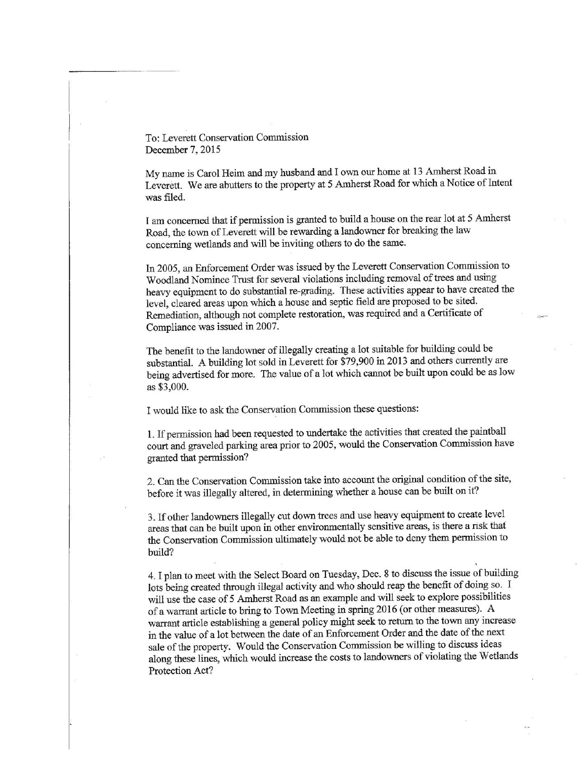To: Leverett Conservation Commission
December 7, 2015

My name is Carol Heim and my husband and I own our home at 13 Amherst Road in Leverett. We are abutters to the property at 5 Amherst Road for which a Notice of Intent was filed.

I am concerned that if permission is granted to build a house on the rear lot at 5 Amherst Road, the town of Leverett will be rewarding a landowner for breaking the law concerning wetlands and will be inviting others to do the same.

In 2005, an Enforcement Order was issued by the Leverett Conservation Commission to Woodland Nominee Trust for several violations including removal of trees and using heavy equipment to do substantial re-grading. These activities appear to have created the level, cleared areas upon which a house and septic field are proposed to be sited. Remediation, although not complete restoration, was required and a Certificate of Compliance was issued in 2007.

The benefit to the landowner of illegally creating a lot suitable for building could be substantial. A building lot sold in Leverett for $79,900 in 2013 and others currently are being advertised for more. The value of a lot which cannot be built upon could be as low as $3,000.

I would like to ask the Conservation Commission these questions:

1. If permission had been requested to undertake the activities that created the paintball court and graveled parking area prior to 2005, would the Conservation Commission have granted that permission?

2. Can the Conservation Commission take into account the original condition of the site, before it was illegally altered, in determining whether a house can be built on it?

3. If other landowners illegally cut down trees and use heavy equipment to create level areas that can be built upon in other environmentally sensitive areas, is there a risk that the Conservation Commission ultimately would not be able to deny them permission to build?

4. I plan to meet with the Select Board on Tuesday, Dec. 8 to discuss the issue of building lots being created through illegal activity and who should reap the benefit of doing so. I will use the case of 5 Amherst Road as an example and will seek to explore possibilities of a warrant article to bring to Town Meeting in spring 2016 (or other measures). A warrant article establishing a general policy might seek to return to the town any increase in the value of a lot between the date of an Enforcement Order and the date of the next sale of the property. Would the Conservation Commission be willing to discuss ideas along these lines, which would increase the costs to landowners of violating the Wetlands Protection Act?